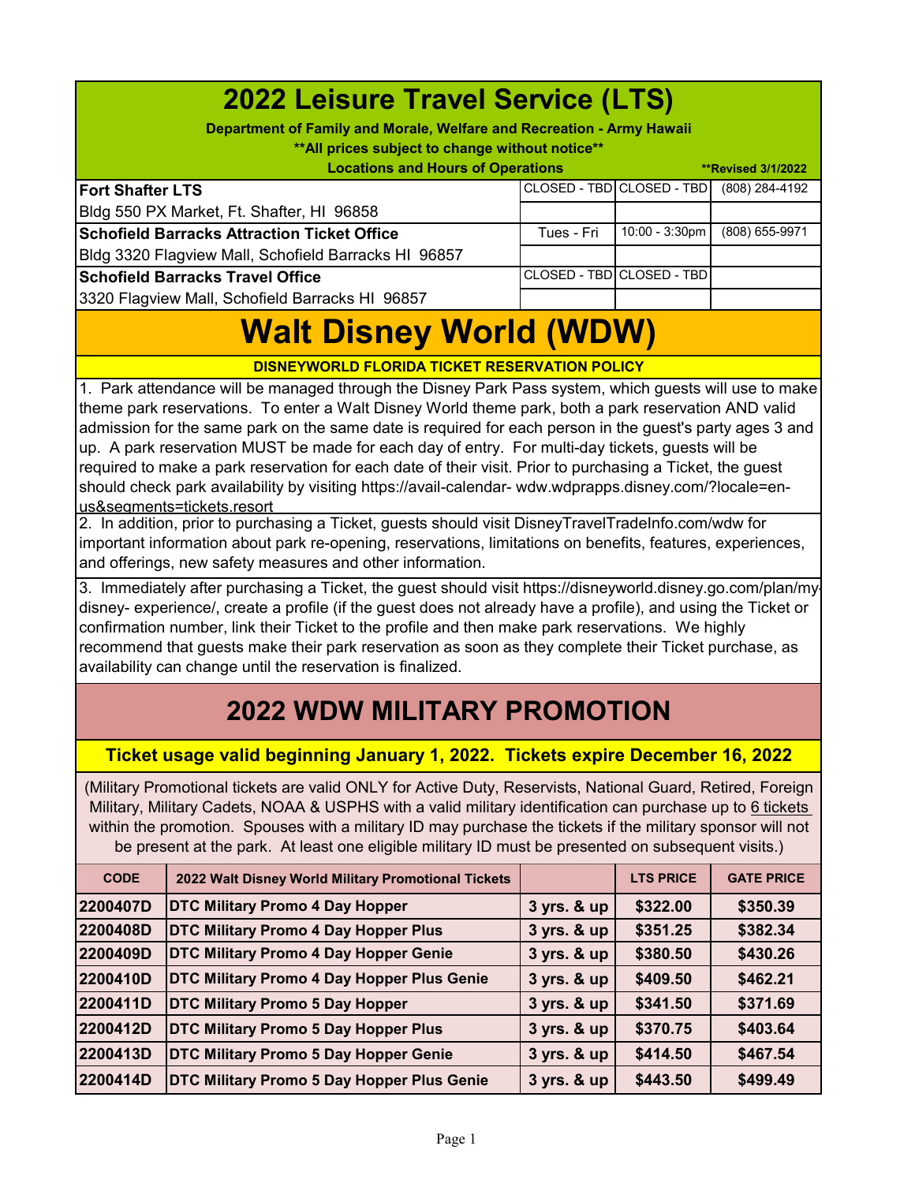# 2022 Leisure Travel Service (LTS)

**Department of Family and Morale, Welfare and Recreation - Army Hawaii**

**\*\*All prices subject to change without notice\*\***

**Locations and Hours of Operations** **\*\*Revised 3/1/2022**

| | | | |
|---|---|---|---|
| **Fort Shafter LTS** | CLOSED - TBD | CLOSED - TBD | (808) 284-4192 |
| Bldg 550 PX Market, Ft. Shafter, HI 96858 | | | |
| **Schofield Barracks Attraction Ticket Office** | Tues - Fri | 10:00 - 3:30pm | (808) 655-9971 |
| Bldg 3320 Flagview Mall, Schofield Barracks HI 96857 | | | |
| **Schofield Barracks Travel Office** | CLOSED - TBD | CLOSED - TBD | |
| 3320 Flagview Mall, Schofield Barracks HI 96857 | | | |

# Walt Disney World (WDW)

**DISNEYWORLD FLORIDA TICKET RESERVATION POLICY**

1. Park attendance will be managed through the Disney Park Pass system, which guests will use to make theme park reservations. To enter a Walt Disney World theme park, both a park reservation AND valid admission for the same park on the same date is required for each person in the guest's party ages 3 and up. A park reservation MUST be made for each day of entry. For multi-day tickets, guests will be required to make a park reservation for each date of their visit. Prior to purchasing a Ticket, the guest should check park availability by visiting https://avail-calendar- wdw.wdprapps.disney.com/?locale=en-us&segments=tickets.resort

2. In addition, prior to purchasing a Ticket, guests should visit DisneyTravelTradeInfo.com/wdw for important information about park re-opening, reservations, limitations on benefits, features, experiences, and offerings, new safety measures and other information.

3. Immediately after purchasing a Ticket, the guest should visit https://disneyworld.disney.go.com/plan/my-disney- experience/, create a profile (if the guest does not already have a profile), and using the Ticket or confirmation number, link their Ticket to the profile and then make park reservations. We highly recommend that guests make their park reservation as soon as they complete their Ticket purchase, as availability can change until the reservation is finalized.

## 2022 WDW MILITARY PROMOTION

**Ticket usage valid beginning January 1, 2022. Tickets expire December 16, 2022**

(Military Promotional tickets are valid ONLY for Active Duty, Reservists, National Guard, Retired, Foreign Military, Military Cadets, NOAA & USPHS with a valid military identification can purchase up to 6 tickets within the promotion. Spouses with a military ID may purchase the tickets if the military sponsor will not be present at the park. At least one eligible military ID must be presented on subsequent visits.)

| CODE | 2022 Walt Disney World Military Promotional Tickets | | LTS PRICE | GATE PRICE |
|---|---|---|---|---|
| **2200407D** | **DTC Military Promo 4 Day Hopper** | **3 yrs. & up** | **$322.00** | **$350.39** |
| **2200408D** | **DTC Military Promo 4 Day Hopper Plus** | **3 yrs. & up** | **$351.25** | **$382.34** |
| **2200409D** | **DTC Military Promo 4 Day Hopper Genie** | **3 yrs. & up** | **$380.50** | **$430.26** |
| **2200410D** | **DTC Military Promo 4 Day Hopper Plus Genie** | **3 yrs. & up** | **$409.50** | **$462.21** |
| **2200411D** | **DTC Military Promo 5 Day Hopper** | **3 yrs. & up** | **$341.50** | **$371.69** |
| **2200412D** | **DTC Military Promo 5 Day Hopper Plus** | **3 yrs. & up** | **$370.75** | **$403.64** |
| **2200413D** | **DTC Military Promo 5 Day Hopper Genie** | **3 yrs. & up** | **$414.50** | **$467.54** |
| **2200414D** | **DTC Military Promo 5 Day Hopper Plus Genie** | **3 yrs. & up** | **$443.50** | **$499.49** |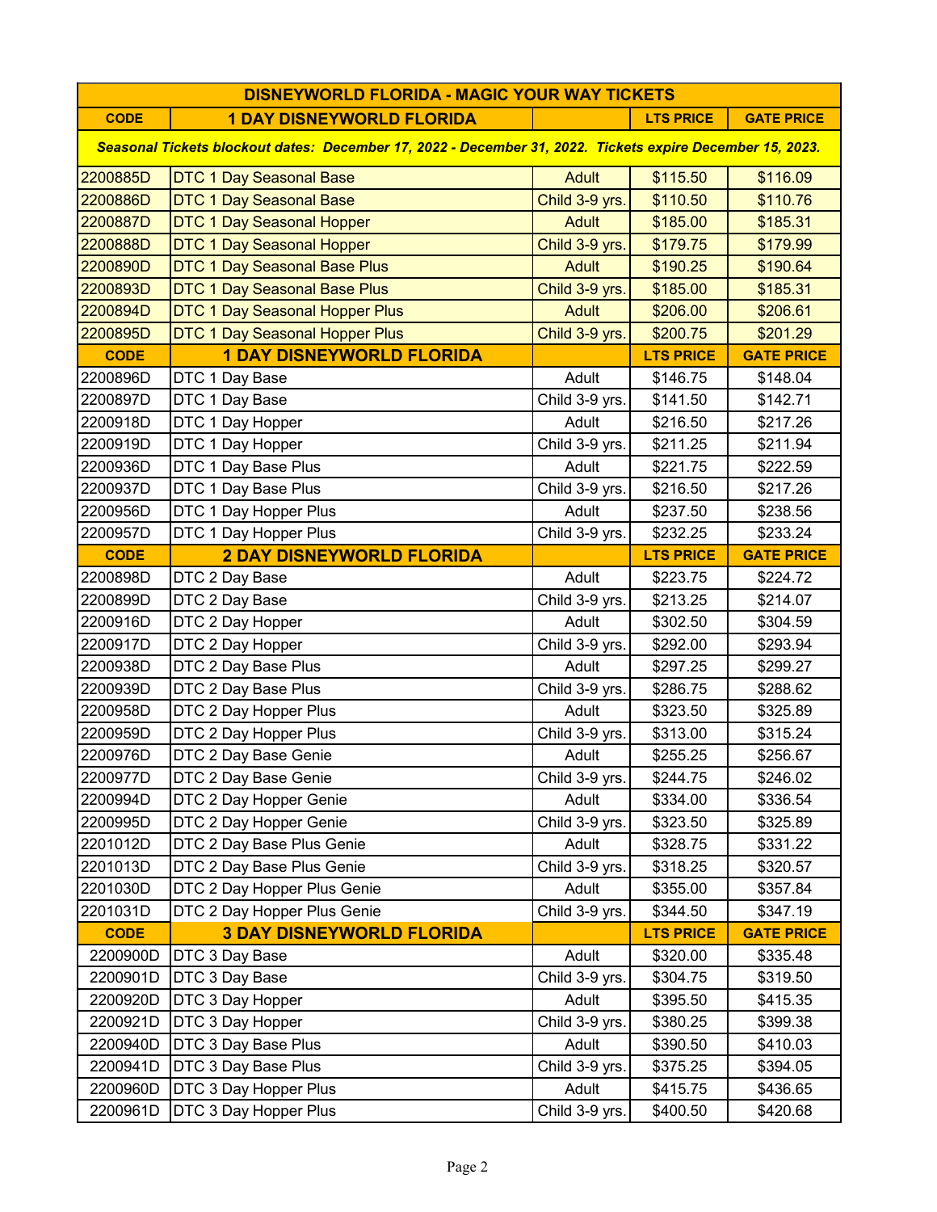| DISNEYWORLD FLORIDA - MAGIC YOUR WAY TICKETS | | | | |
|---|---|---|---|---|
| **CODE** | **1 DAY DISNEYWORLD FLORIDA** | | **LTS PRICE** | **GATE PRICE** |
| *Seasonal Tickets blockout dates: December 17, 2022 - December 31, 2022. Tickets expire December 15, 2023.* | | | | |
| 2200885D | DTC 1 Day Seasonal Base | Adult | $115.50 | $116.09 |
| 2200886D | DTC 1 Day Seasonal Base | Child 3-9 yrs. | $110.50 | $110.76 |
| 2200887D | DTC 1 Day Seasonal Hopper | Adult | $185.00 | $185.31 |
| 2200888D | DTC 1 Day Seasonal Hopper | Child 3-9 yrs. | $179.75 | $179.99 |
| 2200890D | DTC 1 Day Seasonal Base Plus | Adult | $190.25 | $190.64 |
| 2200893D | DTC 1 Day Seasonal Base Plus | Child 3-9 yrs. | $185.00 | $185.31 |
| 2200894D | DTC 1 Day Seasonal Hopper Plus | Adult | $206.00 | $206.61 |
| 2200895D | DTC 1 Day Seasonal Hopper Plus | Child 3-9 yrs. | $200.75 | $201.29 |
| **CODE** | **1 DAY DISNEYWORLD FLORIDA** | | **LTS PRICE** | **GATE PRICE** |
| 2200896D | DTC 1 Day Base | Adult | $146.75 | $148.04 |
| 2200897D | DTC 1 Day Base | Child 3-9 yrs. | $141.50 | $142.71 |
| 2200918D | DTC 1 Day Hopper | Adult | $216.50 | $217.26 |
| 2200919D | DTC 1 Day Hopper | Child 3-9 yrs. | $211.25 | $211.94 |
| 2200936D | DTC 1 Day Base Plus | Adult | $221.75 | $222.59 |
| 2200937D | DTC 1 Day Base Plus | Child 3-9 yrs. | $216.50 | $217.26 |
| 2200956D | DTC 1 Day Hopper Plus | Adult | $237.50 | $238.56 |
| 2200957D | DTC 1 Day Hopper Plus | Child 3-9 yrs. | $232.25 | $233.24 |
| **CODE** | **2 DAY DISNEYWORLD FLORIDA** | | **LTS PRICE** | **GATE PRICE** |
| 2200898D | DTC 2 Day Base | Adult | $223.75 | $224.72 |
| 2200899D | DTC 2 Day Base | Child 3-9 yrs. | $213.25 | $214.07 |
| 2200916D | DTC 2 Day Hopper | Adult | $302.50 | $304.59 |
| 2200917D | DTC 2 Day Hopper | Child 3-9 yrs. | $292.00 | $293.94 |
| 2200938D | DTC 2 Day Base Plus | Adult | $297.25 | $299.27 |
| 2200939D | DTC 2 Day Base Plus | Child 3-9 yrs. | $286.75 | $288.62 |
| 2200958D | DTC 2 Day Hopper Plus | Adult | $323.50 | $325.89 |
| 2200959D | DTC 2 Day Hopper Plus | Child 3-9 yrs. | $313.00 | $315.24 |
| 2200976D | DTC 2 Day Base Genie | Adult | $255.25 | $256.67 |
| 2200977D | DTC 2 Day Base Genie | Child 3-9 yrs. | $244.75 | $246.02 |
| 2200994D | DTC 2 Day Hopper Genie | Adult | $334.00 | $336.54 |
| 2200995D | DTC 2 Day Hopper Genie | Child 3-9 yrs. | $323.50 | $325.89 |
| 2201012D | DTC 2 Day Base Plus Genie | Adult | $328.75 | $331.22 |
| 2201013D | DTC 2 Day Base Plus Genie | Child 3-9 yrs. | $318.25 | $320.57 |
| 2201030D | DTC 2 Day Hopper Plus Genie | Adult | $355.00 | $357.84 |
| 2201031D | DTC 2 Day Hopper Plus Genie | Child 3-9 yrs. | $344.50 | $347.19 |
| **CODE** | **3 DAY DISNEYWORLD FLORIDA** | | **LTS PRICE** | **GATE PRICE** |
| 2200900D | DTC 3 Day Base | Adult | $320.00 | $335.48 |
| 2200901D | DTC 3 Day Base | Child 3-9 yrs. | $304.75 | $319.50 |
| 2200920D | DTC 3 Day Hopper | Adult | $395.50 | $415.35 |
| 2200921D | DTC 3 Day Hopper | Child 3-9 yrs. | $380.25 | $399.38 |
| 2200940D | DTC 3 Day Base Plus | Adult | $390.50 | $410.03 |
| 2200941D | DTC 3 Day Base Plus | Child 3-9 yrs. | $375.25 | $394.05 |
| 2200960D | DTC 3 Day Hopper Plus | Adult | $415.75 | $436.65 |
| 2200961D | DTC 3 Day Hopper Plus | Child 3-9 yrs. | $400.50 | $420.68 |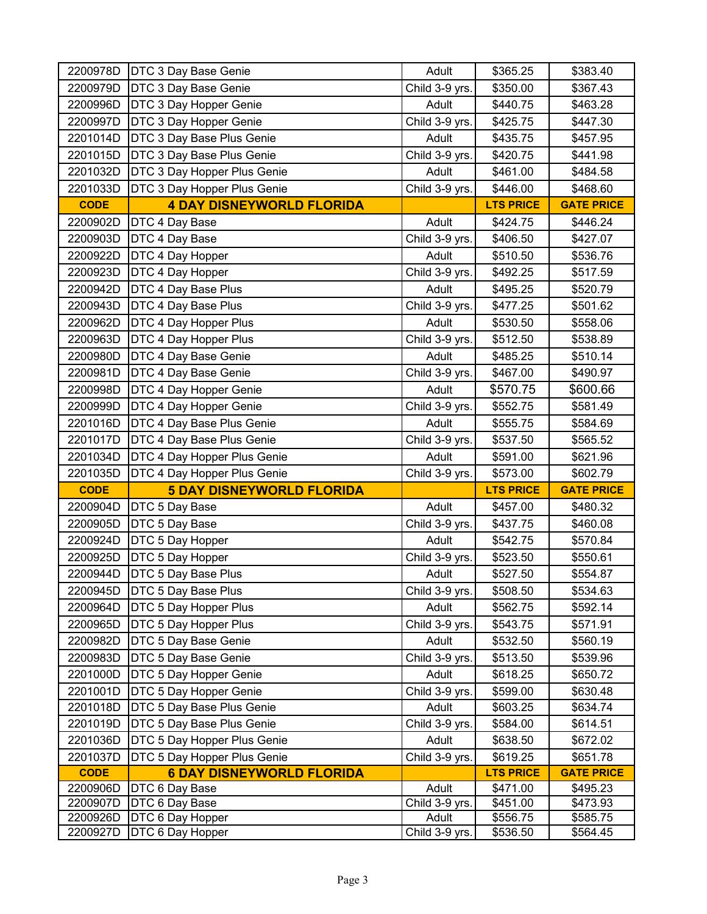| | | | | |
|---|---|---|---|---|
| 2200978D | DTC 3 Day Base Genie | Adult | $365.25 | $383.40 |
| 2200979D | DTC 3 Day Base Genie | Child 3-9 yrs. | $350.00 | $367.43 |
| 2200996D | DTC 3 Day Hopper Genie | Adult | $440.75 | $463.28 |
| 2200997D | DTC 3 Day Hopper Genie | Child 3-9 yrs. | $425.75 | $447.30 |
| 2201014D | DTC 3 Day Base Plus Genie | Adult | $435.75 | $457.95 |
| 2201015D | DTC 3 Day Base Plus Genie | Child 3-9 yrs. | $420.75 | $441.98 |
| 2201032D | DTC 3 Day Hopper Plus Genie | Adult | $461.00 | $484.58 |
| 2201033D | DTC 3 Day Hopper Plus Genie | Child 3-9 yrs. | $446.00 | $468.60 |
| **CODE** | **4 DAY DISNEYWORLD FLORIDA** | | **LTS PRICE** | **GATE PRICE** |
| 2200902D | DTC 4 Day Base | Adult | $424.75 | $446.24 |
| 2200903D | DTC 4 Day Base | Child 3-9 yrs. | $406.50 | $427.07 |
| 2200922D | DTC 4 Day Hopper | Adult | $510.50 | $536.76 |
| 2200923D | DTC 4 Day Hopper | Child 3-9 yrs. | $492.25 | $517.59 |
| 2200942D | DTC 4 Day Base Plus | Adult | $495.25 | $520.79 |
| 2200943D | DTC 4 Day Base Plus | Child 3-9 yrs. | $477.25 | $501.62 |
| 2200962D | DTC 4 Day Hopper Plus | Adult | $530.50 | $558.06 |
| 2200963D | DTC 4 Day Hopper Plus | Child 3-9 yrs. | $512.50 | $538.89 |
| 2200980D | DTC 4 Day Base Genie | Adult | $485.25 | $510.14 |
| 2200981D | DTC 4 Day Base Genie | Child 3-9 yrs. | $467.00 | $490.97 |
| 2200998D | DTC 4 Day Hopper Genie | Adult | $570.75 | $600.66 |
| 2200999D | DTC 4 Day Hopper Genie | Child 3-9 yrs. | $552.75 | $581.49 |
| 2201016D | DTC 4 Day Base Plus Genie | Adult | $555.75 | $584.69 |
| 2201017D | DTC 4 Day Base Plus Genie | Child 3-9 yrs. | $537.50 | $565.52 |
| 2201034D | DTC 4 Day Hopper Plus Genie | Adult | $591.00 | $621.96 |
| 2201035D | DTC 4 Day Hopper Plus Genie | Child 3-9 yrs. | $573.00 | $602.79 |
| **CODE** | **5 DAY DISNEYWORLD FLORIDA** | | **LTS PRICE** | **GATE PRICE** |
| 2200904D | DTC 5 Day Base | Adult | $457.00 | $480.32 |
| 2200905D | DTC 5 Day Base | Child 3-9 yrs. | $437.75 | $460.08 |
| 2200924D | DTC 5 Day Hopper | Adult | $542.75 | $570.84 |
| 2200925D | DTC 5 Day Hopper | Child 3-9 yrs. | $523.50 | $550.61 |
| 2200944D | DTC 5 Day Base Plus | Adult | $527.50 | $554.87 |
| 2200945D | DTC 5 Day Base Plus | Child 3-9 yrs. | $508.50 | $534.63 |
| 2200964D | DTC 5 Day Hopper Plus | Adult | $562.75 | $592.14 |
| 2200965D | DTC 5 Day Hopper Plus | Child 3-9 yrs. | $543.75 | $571.91 |
| 2200982D | DTC 5 Day Base Genie | Adult | $532.50 | $560.19 |
| 2200983D | DTC 5 Day Base Genie | Child 3-9 yrs. | $513.50 | $539.96 |
| 2201000D | DTC 5 Day Hopper Genie | Adult | $618.25 | $650.72 |
| 2201001D | DTC 5 Day Hopper Genie | Child 3-9 yrs. | $599.00 | $630.48 |
| 2201018D | DTC 5 Day Base Plus Genie | Adult | $603.25 | $634.74 |
| 2201019D | DTC 5 Day Base Plus Genie | Child 3-9 yrs. | $584.00 | $614.51 |
| 2201036D | DTC 5 Day Hopper Plus Genie | Adult | $638.50 | $672.02 |
| 2201037D | DTC 5 Day Hopper Plus Genie | Child 3-9 yrs. | $619.25 | $651.78 |
| **CODE** | **6 DAY DISNEYWORLD FLORIDA** | | **LTS PRICE** | **GATE PRICE** |
| 2200906D | DTC 6 Day Base | Adult | $471.00 | $495.23 |
| 2200907D | DTC 6 Day Base | Child 3-9 yrs. | $451.00 | $473.93 |
| 2200926D | DTC 6 Day Hopper | Adult | $556.75 | $585.75 |
| 2200927D | DTC 6 Day Hopper | Child 3-9 yrs. | $536.50 | $564.45 |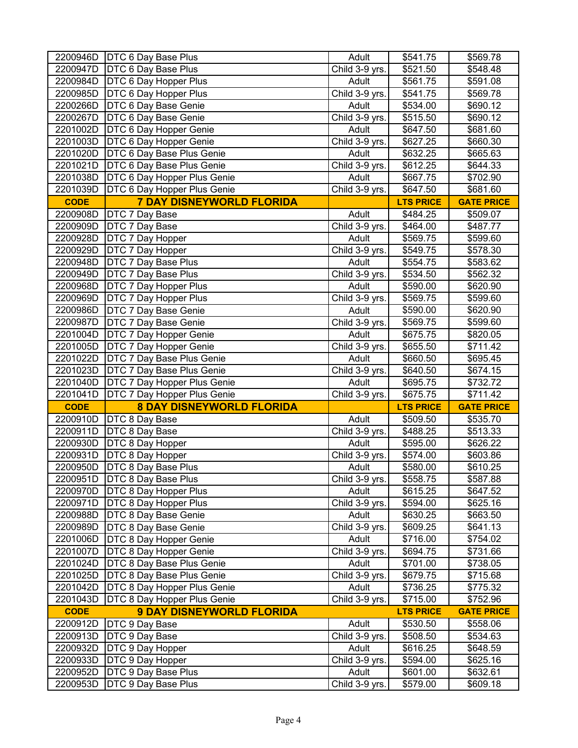| | | | | |
|---|---|---|---|---|
| 2200946D | DTC 6 Day Base Plus | Adult | $541.75 | $569.78 |
| 2200947D | DTC 6 Day Base Plus | Child 3-9 yrs. | $521.50 | $548.48 |
| 2200984D | DTC 6 Day Hopper Plus | Adult | $561.75 | $591.08 |
| 2200985D | DTC 6 Day Hopper Plus | Child 3-9 yrs. | $541.75 | $569.78 |
| 2200266D | DTC 6 Day Base Genie | Adult | $534.00 | $690.12 |
| 2200267D | DTC 6 Day Base Genie | Child 3-9 yrs. | $515.50 | $690.12 |
| 2201002D | DTC 6 Day Hopper Genie | Adult | $647.50 | $681.60 |
| 2201003D | DTC 6 Day Hopper Genie | Child 3-9 yrs. | $627.25 | $660.30 |
| 2201020D | DTC 6 Day Base Plus Genie | Adult | $632.25 | $665.63 |
| 2201021D | DTC 6 Day Base Plus Genie | Child 3-9 yrs. | $612.25 | $644.33 |
| 2201038D | DTC 6 Day Hopper Plus Genie | Adult | $667.75 | $702.90 |
| 2201039D | DTC 6 Day Hopper Plus Genie | Child 3-9 yrs. | $647.50 | $681.60 |
| **CODE** | **7 DAY DISNEYWORLD FLORIDA** | | **LTS PRICE** | **GATE PRICE** |
| 2200908D | DTC 7 Day Base | Adult | $484.25 | $509.07 |
| 2200909D | DTC 7 Day Base | Child 3-9 yrs. | $464.00 | $487.77 |
| 2200928D | DTC 7 Day Hopper | Adult | $569.75 | $599.60 |
| 2200929D | DTC 7 Day Hopper | Child 3-9 yrs. | $549.75 | $578.30 |
| 2200948D | DTC 7 Day Base Plus | Adult | $554.75 | $583.62 |
| 2200949D | DTC 7 Day Base Plus | Child 3-9 yrs. | $534.50 | $562.32 |
| 2200968D | DTC 7 Day Hopper Plus | Adult | $590.00 | $620.90 |
| 2200969D | DTC 7 Day Hopper Plus | Child 3-9 yrs. | $569.75 | $599.60 |
| 2200986D | DTC 7 Day Base Genie | Adult | $590.00 | $620.90 |
| 2200987D | DTC 7 Day Base Genie | Child 3-9 yrs. | $569.75 | $599.60 |
| 2201004D | DTC 7 Day Hopper Genie | Adult | $675.75 | $820.05 |
| 2201005D | DTC 7 Day Hopper Genie | Child 3-9 yrs. | $655.50 | $711.42 |
| 2201022D | DTC 7 Day Base Plus Genie | Adult | $660.50 | $695.45 |
| 2201023D | DTC 7 Day Base Plus Genie | Child 3-9 yrs. | $640.50 | $674.15 |
| 2201040D | DTC 7 Day Hopper Plus Genie | Adult | $695.75 | $732.72 |
| 2201041D | DTC 7 Day Hopper Plus Genie | Child 3-9 yrs. | $675.75 | $711.42 |
| **CODE** | **8 DAY DISNEYWORLD FLORIDA** | | **LTS PRICE** | **GATE PRICE** |
| 2200910D | DTC 8 Day Base | Adult | $509.50 | $535.70 |
| 2200911D | DTC 8 Day Base | Child 3-9 yrs. | $488.25 | $513.33 |
| 2200930D | DTC 8 Day Hopper | Adult | $595.00 | $626.22 |
| 2200931D | DTC 8 Day Hopper | Child 3-9 yrs. | $574.00 | $603.86 |
| 2200950D | DTC 8 Day Base Plus | Adult | $580.00 | $610.25 |
| 2200951D | DTC 8 Day Base Plus | Child 3-9 yrs. | $558.75 | $587.88 |
| 2200970D | DTC 8 Day Hopper Plus | Adult | $615.25 | $647.52 |
| 2200971D | DTC 8 Day Hopper Plus | Child 3-9 yrs. | $594.00 | $625.16 |
| 2200988D | DTC 8 Day Base Genie | Adult | $630.25 | $663.50 |
| 2200989D | DTC 8 Day Base Genie | Child 3-9 yrs. | $609.25 | $641.13 |
| 2201006D | DTC 8 Day Hopper Genie | Adult | $716.00 | $754.02 |
| 2201007D | DTC 8 Day Hopper Genie | Child 3-9 yrs. | $694.75 | $731.66 |
| 2201024D | DTC 8 Day Base Plus Genie | Adult | $701.00 | $738.05 |
| 2201025D | DTC 8 Day Base Plus Genie | Child 3-9 yrs. | $679.75 | $715.68 |
| 2201042D | DTC 8 Day Hopper Plus Genie | Adult | $736.25 | $775.32 |
| 2201043D | DTC 8 Day Hopper Plus Genie | Child 3-9 yrs. | $715.00 | $752.96 |
| **CODE** | **9 DAY DISNEYWORLD FLORIDA** | | **LTS PRICE** | **GATE PRICE** |
| 2200912D | DTC 9 Day Base | Adult | $530.50 | $558.06 |
| 2200913D | DTC 9 Day Base | Child 3-9 yrs. | $508.50 | $534.63 |
| 2200932D | DTC 9 Day Hopper | Adult | $616.25 | $648.59 |
| 2200933D | DTC 9 Day Hopper | Child 3-9 yrs. | $594.00 | $625.16 |
| 2200952D | DTC 9 Day Base Plus | Adult | $601.00 | $632.61 |
| 2200953D | DTC 9 Day Base Plus | Child 3-9 yrs. | $579.00 | $609.18 |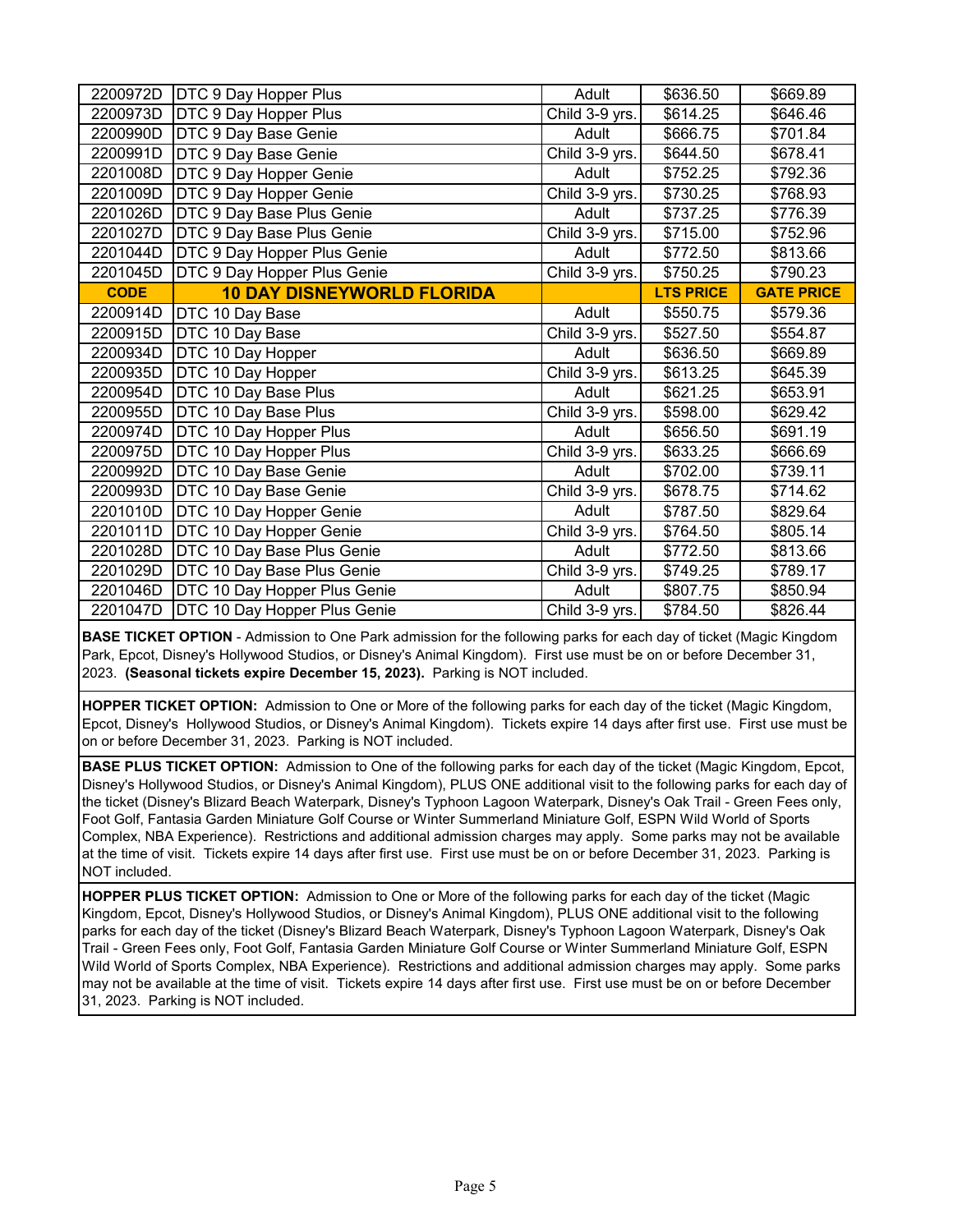| | | | | |
|---|---|---|---|---|
| 2200972D | DTC 9 Day Hopper Plus | Adult | $636.50 | $669.89 |
| 2200973D | DTC 9 Day Hopper Plus | Child 3-9 yrs. | $614.25 | $646.46 |
| 2200990D | DTC 9 Day Base Genie | Adult | $666.75 | $701.84 |
| 2200991D | DTC 9 Day Base Genie | Child 3-9 yrs. | $644.50 | $678.41 |
| 2201008D | DTC 9 Day Hopper Genie | Adult | $752.25 | $792.36 |
| 2201009D | DTC 9 Day Hopper Genie | Child 3-9 yrs. | $730.25 | $768.93 |
| 2201026D | DTC 9 Day Base Plus Genie | Adult | $737.25 | $776.39 |
| 2201027D | DTC 9 Day Base Plus Genie | Child 3-9 yrs. | $715.00 | $752.96 |
| 2201044D | DTC 9 Day Hopper Plus Genie | Adult | $772.50 | $813.66 |
| 2201045D | DTC 9 Day Hopper Plus Genie | Child 3-9 yrs. | $750.25 | $790.23 |
| **CODE** | **10 DAY DISNEYWORLD FLORIDA** | | **LTS PRICE** | **GATE PRICE** |
| 2200914D | DTC 10 Day Base | Adult | $550.75 | $579.36 |
| 2200915D | DTC 10 Day Base | Child 3-9 yrs. | $527.50 | $554.87 |
| 2200934D | DTC 10 Day Hopper | Adult | $636.50 | $669.89 |
| 2200935D | DTC 10 Day Hopper | Child 3-9 yrs. | $613.25 | $645.39 |
| 2200954D | DTC 10 Day Base Plus | Adult | $621.25 | $653.91 |
| 2200955D | DTC 10 Day Base Plus | Child 3-9 yrs. | $598.00 | $629.42 |
| 2200974D | DTC 10 Day Hopper Plus | Adult | $656.50 | $691.19 |
| 2200975D | DTC 10 Day Hopper Plus | Child 3-9 yrs. | $633.25 | $666.69 |
| 2200992D | DTC 10 Day Base Genie | Adult | $702.00 | $739.11 |
| 2200993D | DTC 10 Day Base Genie | Child 3-9 yrs. | $678.75 | $714.62 |
| 2201010D | DTC 10 Day Hopper Genie | Adult | $787.50 | $829.64 |
| 2201011D | DTC 10 Day Hopper Genie | Child 3-9 yrs. | $764.50 | $805.14 |
| 2201028D | DTC 10 Day Base Plus Genie | Adult | $772.50 | $813.66 |
| 2201029D | DTC 10 Day Base Plus Genie | Child 3-9 yrs. | $749.25 | $789.17 |
| 2201046D | DTC 10 Day Hopper Plus Genie | Adult | $807.75 | $850.94 |
| 2201047D | DTC 10 Day Hopper Plus Genie | Child 3-9 yrs. | $784.50 | $826.44 |

**BASE TICKET OPTION** - Admission to One Park admission for the following parks for each day of ticket (Magic Kingdom Park, Epcot, Disney's Hollywood Studios, or Disney's Animal Kingdom). First use must be on or before December 31, 2023. **(Seasonal tickets expire December 15, 2023).** Parking is NOT included.

**HOPPER TICKET OPTION:** Admission to One or More of the following parks for each day of the ticket (Magic Kingdom, Epcot, Disney's Hollywood Studios, or Disney's Animal Kingdom). Tickets expire 14 days after first use. First use must be on or before December 31, 2023. Parking is NOT included.

**BASE PLUS TICKET OPTION:** Admission to One of the following parks for each day of the ticket (Magic Kingdom, Epcot, Disney's Hollywood Studios, or Disney's Animal Kingdom), PLUS ONE additional visit to the following parks for each day of the ticket (Disney's Blizard Beach Waterpark, Disney's Typhoon Lagoon Waterpark, Disney's Oak Trail - Green Fees only, Foot Golf, Fantasia Garden Miniature Golf Course or Winter Summerland Miniature Golf, ESPN Wild World of Sports Complex, NBA Experience). Restrictions and additional admission charges may apply. Some parks may not be available at the time of visit. Tickets expire 14 days after first use. First use must be on or before December 31, 2023. Parking is NOT included.

**HOPPER PLUS TICKET OPTION:** Admission to One or More of the following parks for each day of the ticket (Magic Kingdom, Epcot, Disney's Hollywood Studios, or Disney's Animal Kingdom), PLUS ONE additional visit to the following parks for each day of the ticket (Disney's Blizard Beach Waterpark, Disney's Typhoon Lagoon Waterpark, Disney's Oak Trail - Green Fees only, Foot Golf, Fantasia Garden Miniature Golf Course or Winter Summerland Miniature Golf, ESPN Wild World of Sports Complex, NBA Experience). Restrictions and additional admission charges may apply. Some parks may not be available at the time of visit. Tickets expire 14 days after first use. First use must be on or before December 31, 2023. Parking is NOT included.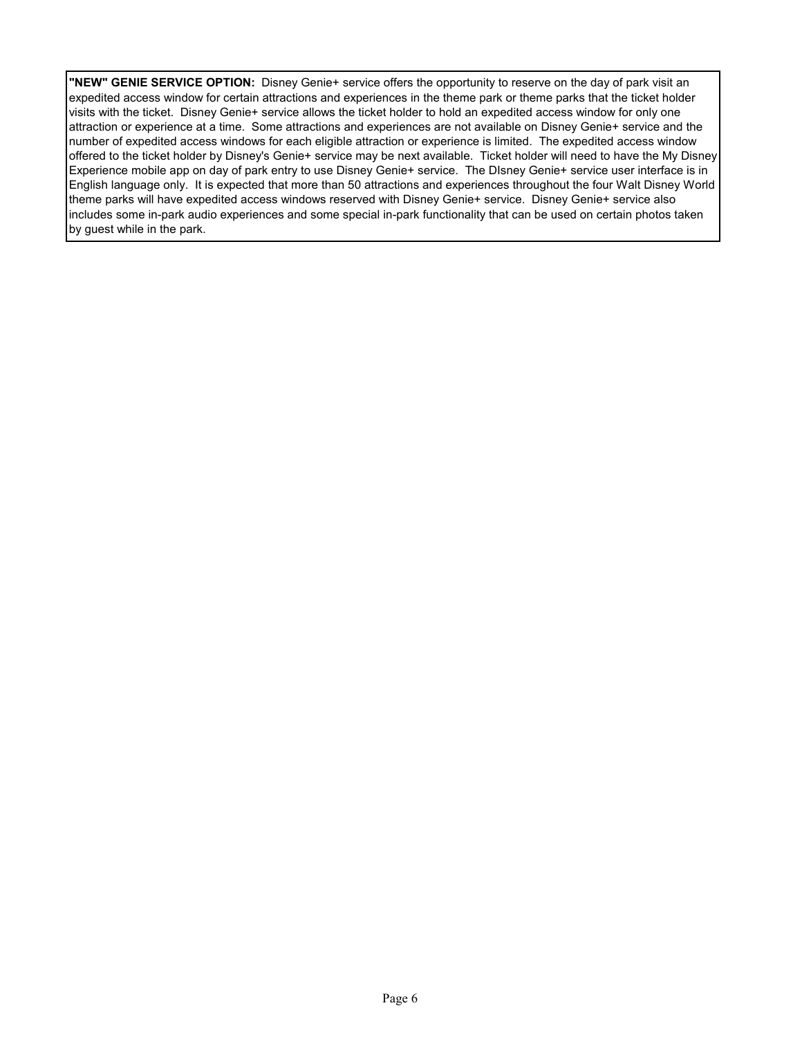**"NEW" GENIE SERVICE OPTION:** Disney Genie+ service offers the opportunity to reserve on the day of park visit an expedited access window for certain attractions and experiences in the theme park or theme parks that the ticket holder visits with the ticket. Disney Genie+ service allows the ticket holder to hold an expedited access window for only one attraction or experience at a time. Some attractions and experiences are not available on Disney Genie+ service and the number of expedited access windows for each eligible attraction or experience is limited. The expedited access window offered to the ticket holder by Disney's Genie+ service may be next available. Ticket holder will need to have the My Disney Experience mobile app on day of park entry to use Disney Genie+ service. The DIsney Genie+ service user interface is in English language only. It is expected that more than 50 attractions and experiences throughout the four Walt Disney World theme parks will have expedited access windows reserved with Disney Genie+ service. Disney Genie+ service also includes some in-park audio experiences and some special in-park functionality that can be used on certain photos taken by guest while in the park.